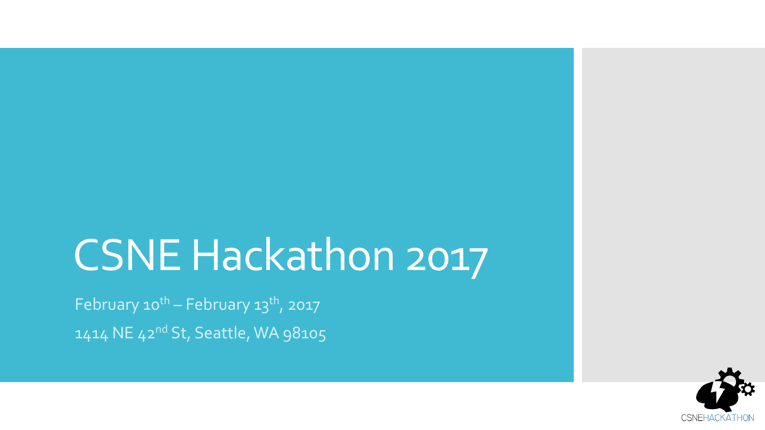# CSNE Hackathon 2017

February 10th – February 13th, 2017

1414 NE 42nd St, Seattle, WA 98105

CSNEHACKATHON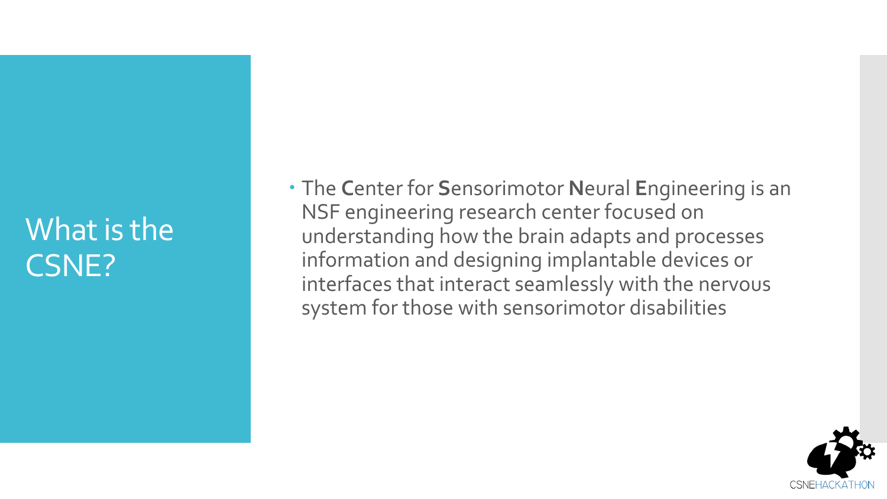# What is the CSNE?

- The **C**enter for **S**ensorimotor **N**eural **E**ngineering is an NSF engineering research center focused on understanding how the brain adapts and processes information and designing implantable devices or interfaces that interact seamlessly with the nervous system for those with sensorimotor disabilities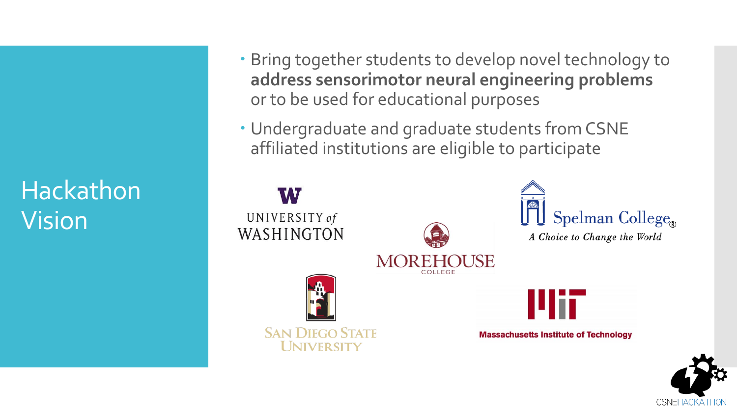# Hackathon Vision

- Bring together students to develop novel technology to **address sensorimotor neural engineering problems** or to be used for educational purposes
- Undergraduate and graduate students from CSNE affiliated institutions are eligible to participate

University of Washington

Spelman College — A Choice to Change the World

Morehouse College

San Diego State University

Massachusetts Institute of Technology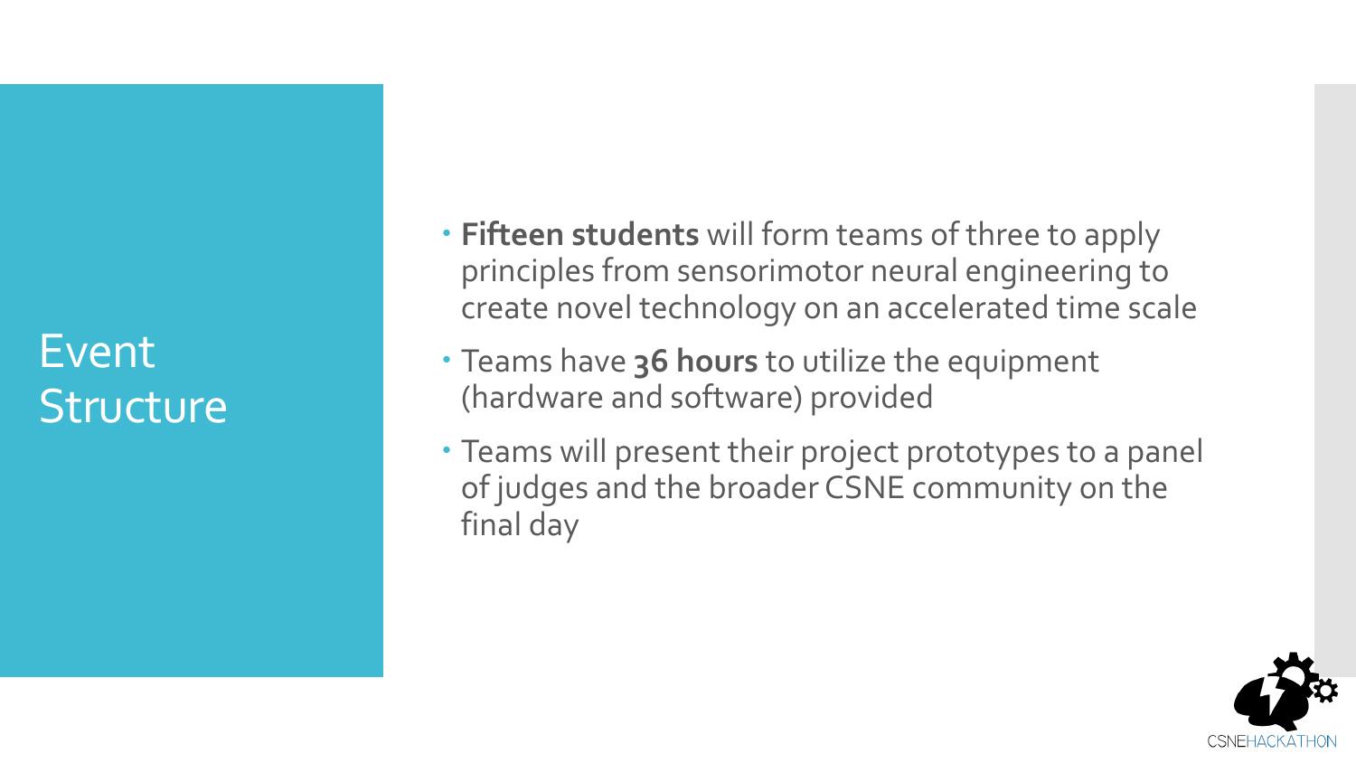# Event Structure

- **Fifteen students** will form teams of three to apply principles from sensorimotor neural engineering to create novel technology on an accelerated time scale
- Teams have **36 hours** to utilize the equipment (hardware and software) provided
- Teams will present their project prototypes to a panel of judges and the broader CSNE community on the final day

CSNEHACKATHON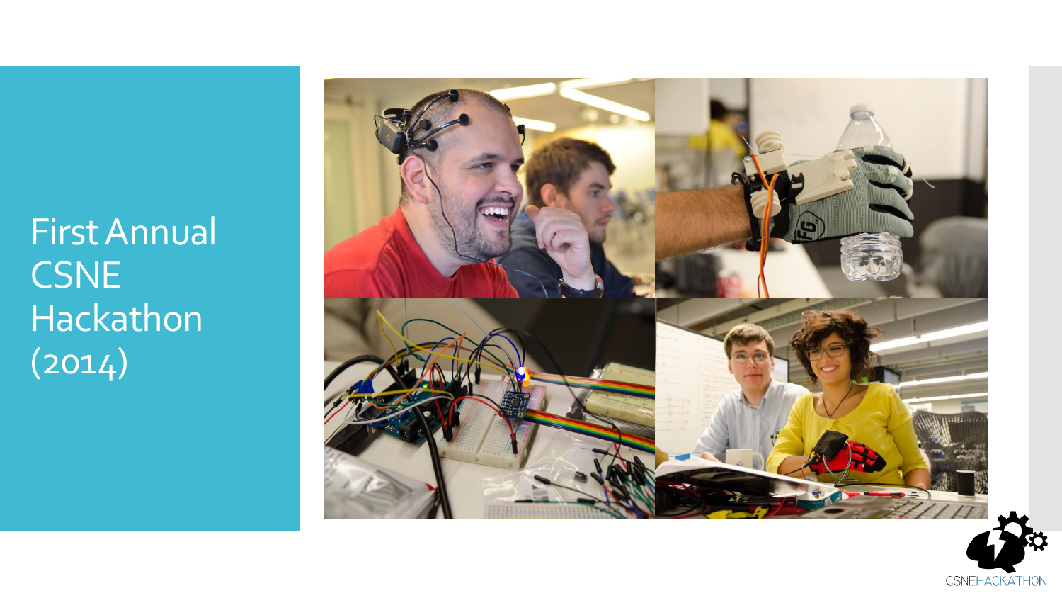# First Annual CSNE Hackathon (2014)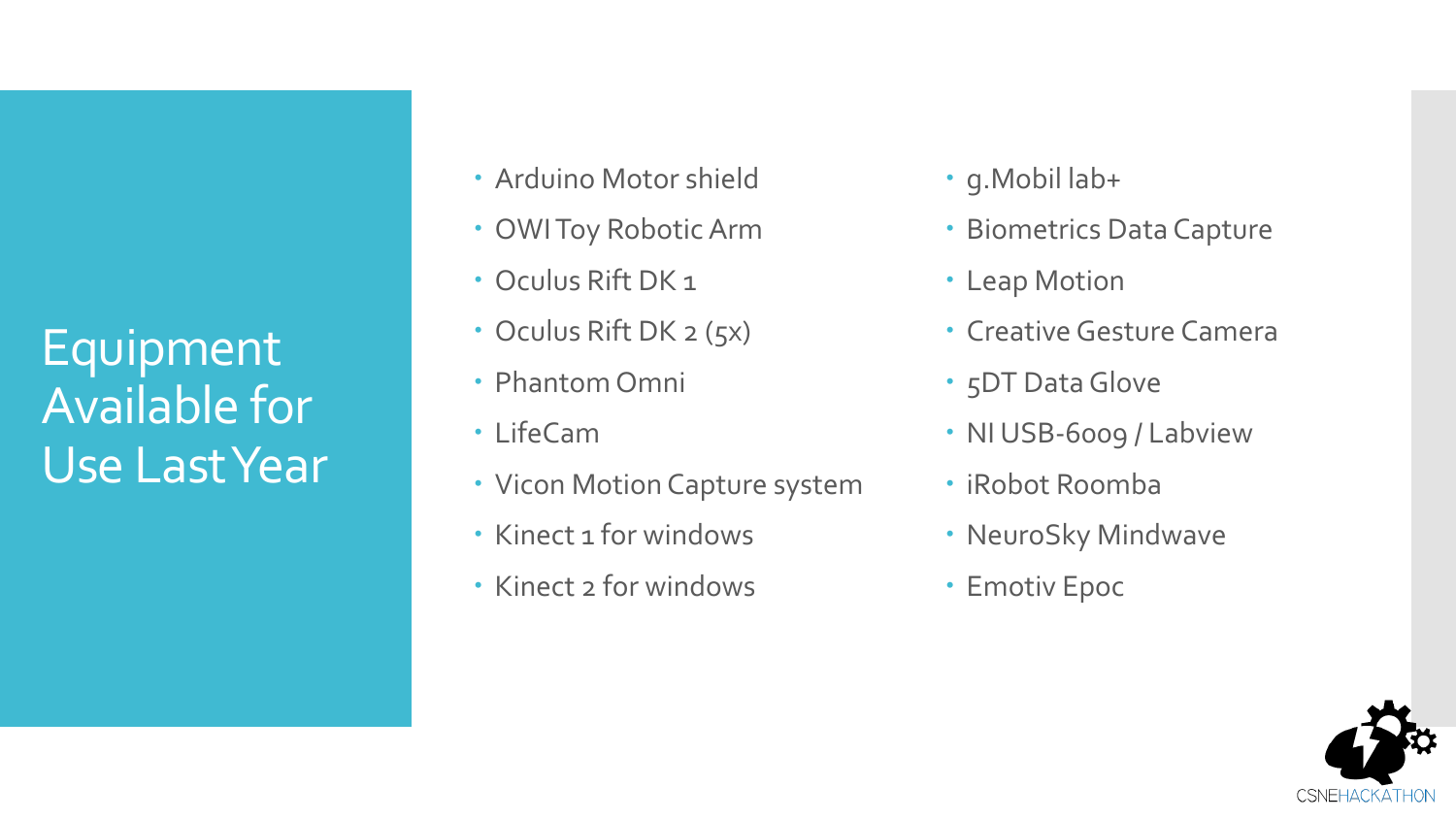# Equipment Available for Use Last Year

- Arduino Motor shield
- OWI Toy Robotic Arm
- Oculus Rift DK 1
- Oculus Rift DK 2 (5x)
- Phantom Omni
- LifeCam
- Vicon Motion Capture system
- Kinect 1 for windows
- Kinect 2 for windows
- g.Mobil lab+
- Biometrics Data Capture
- Leap Motion
- Creative Gesture Camera
- 5DT Data Glove
- NI USB-6009 / Labview
- iRobot Roomba
- NeuroSky Mindwave
- Emotiv Epoc

CSNEHACKATHON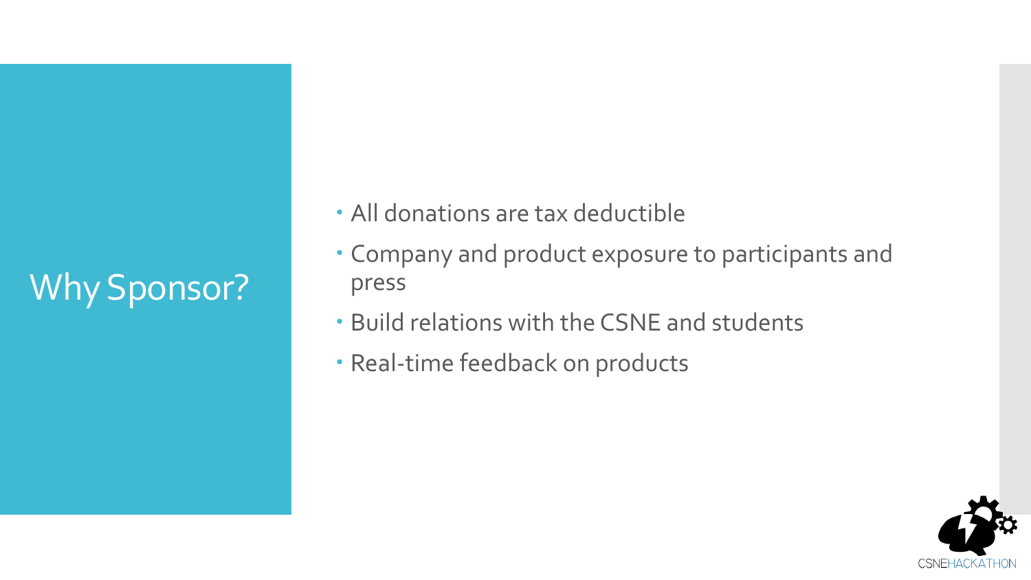# Why Sponsor?

- All donations are tax deductible
- Company and product exposure to participants and press
- Build relations with the CSNE and students
- Real-time feedback on products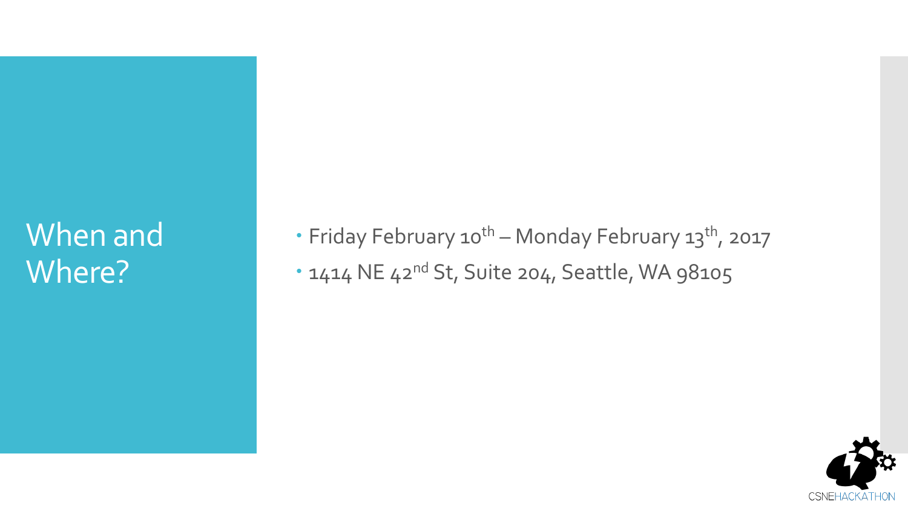# When and Where?

- Friday February 10th – Monday February 13th, 2017
- 1414 NE 42nd St, Suite 204, Seattle, WA 98105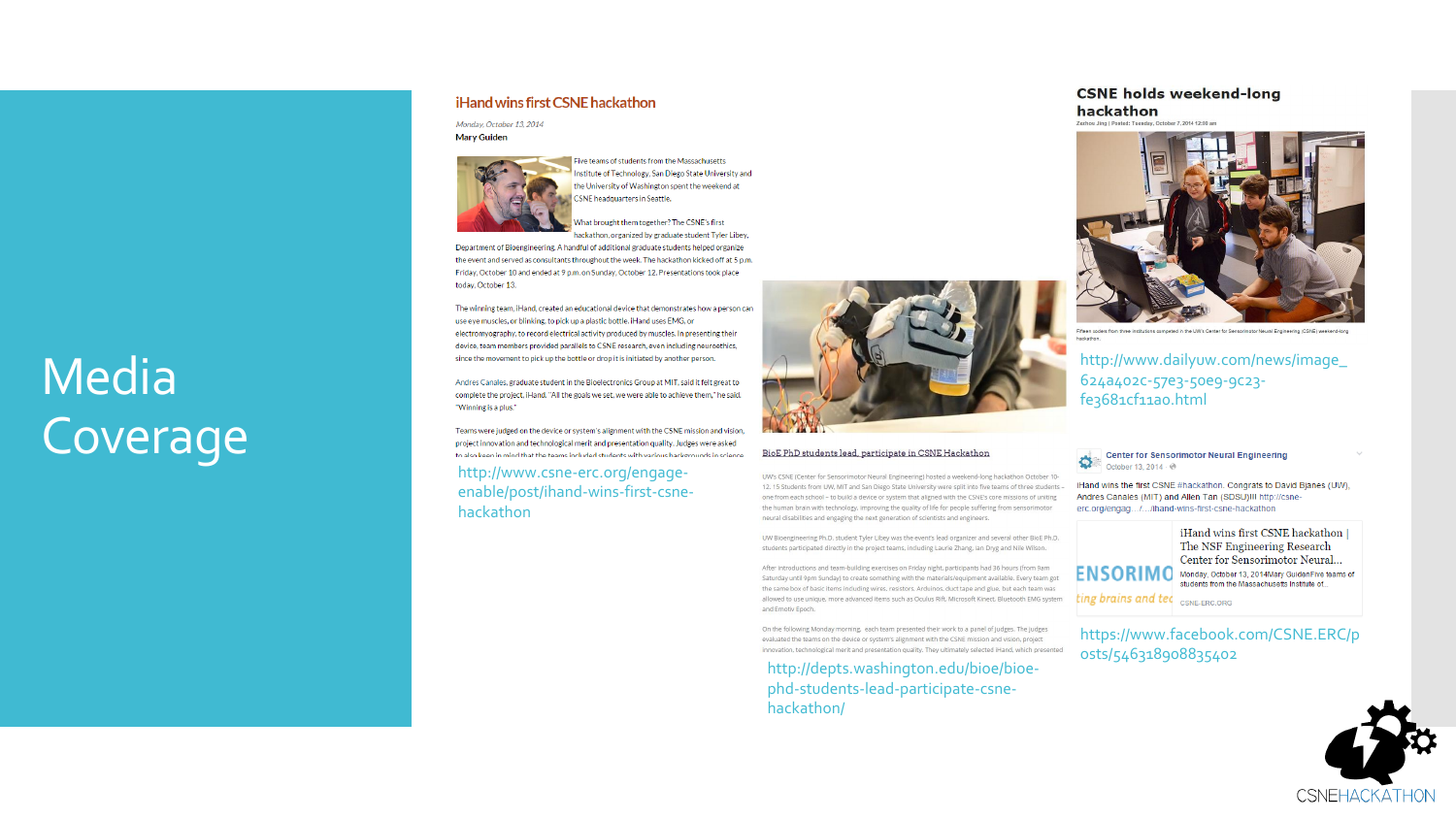# Media Coverage

## iHand wins first CSNE hackathon

*Monday, October 13, 2014*

**Mary Guiden**

Five teams of students from the Massachusetts Institute of Technology, San Diego State University and the University of Washington spent the weekend at CSNE headquarters in Seattle.

What brought them together? The CSNE's first hackathon, organized by graduate student Tyler Libey, Department of Bioengineering. A handful of additional graduate students helped organize the event and served as consultants throughout the week. The hackathon kicked off at 5 p.m. Friday, October 10 and ended at 9 p.m. on Sunday, October 12. Presentations took place today, October 13.

The winning team, iHand, created an educational device that demonstrates how a person can use eye muscles, or blinking, to pick up a plastic bottle. iHand uses EMG, or electromyography, to record electrical activity produced by muscles. In presenting their device, team members provided parallels to CSNE research, even including neuroethics, since the movement to pick up the bottle or drop it is initiated by another person.

Andres Canales, graduate student in the Bioelectronics Group at MIT, said it felt great to complete the project, iHand. "All the goals we set, we were able to achieve them," he said. "Winning is a plus."

Teams were judged on the device or system's alignment with the CSNE mission and vision, project innovation and technological merit and presentation quality. Judges were asked to also keep in mind that the teams included students with various backgrounds in science

http://www.csne-erc.org/engage-enable/post/ihand-wins-first-csne-hackathon

## BioE PhD students lead, participate in CSNE Hackathon

UW's CSNE (Center for Sensorimotor Neural Engineering) hosted a weekend-long hackathon October 10-12. 15 Students from UW, MIT and San Diego State University were split into five teams of three students – one from each school – to build a device or system that aligned with the CSNE's core missions of uniting the human brain with technology, improving the quality of life for people suffering from sensorimotor neural disabilities and engaging the next generation of scientists and engineers.

UW Bioengineering Ph.D. student Tyler Libey was the event's lead organizer and several other BioE Ph.D. students participated directly in the project teams, including Laurie Zhang, Ian Dryg and Nile Wilson.

After introductions and team-building exercises on Friday night, participants had 36 hours (from 9am Saturday until 9pm Sunday) to create something with the materials/equipment available. Every team got the same box of basic items including wires, resistors, Arduinos, duct tape and glue, but each team was allowed to use unique, more advanced items such as Oculus Rift, Microsoft Kinect, Bluetooth EMG system and Emotiv Epoch.

On the following Monday morning, each team presented their work to a panel of judges. The judges evaluated the teams on the device or system's alignment with the CSNE mission and vision, project innovation, technological merit and presentation quality. They ultimately selected iHand, which presented

http://depts.washington.edu/bioe/bioe-phd-students-lead-participate-csne-hackathon/

## CSNE holds weekend-long hackathon

Zezhou Jing | Posted: Tuesday, October 7, 2014 12:00 am

Fifteen coders from three institutions competed in the UW's Center for Sensorimotor Neural Engineering (CSNE) weekend-long hackathon.

http://www.dailyuw.com/news/image_624a402c-57e3-50e9-9c23-fe3681cf11a0.html

**Center for Sensorimotor Neural Engineering**
October 13, 2014

iHand wins the first CSNE #hackathon. Congrats to David Bjanes (UW), Andres Canales (MIT) and Allen Tan (SDSU)!!! http://csne-erc.org/engag.../.../ihand-wins-first-csne-hackathon

iHand wins first CSNE hackathon | The NSF Engineering Research Center for Sensorimotor Neural...
Monday, October 13, 2014Mary GuidenFive teams of students from the Massachusetts Institute of...
CSNE-ERC.ORG

https://www.facebook.com/CSNE.ERC/posts/546318908835402

CSNEHACKATHON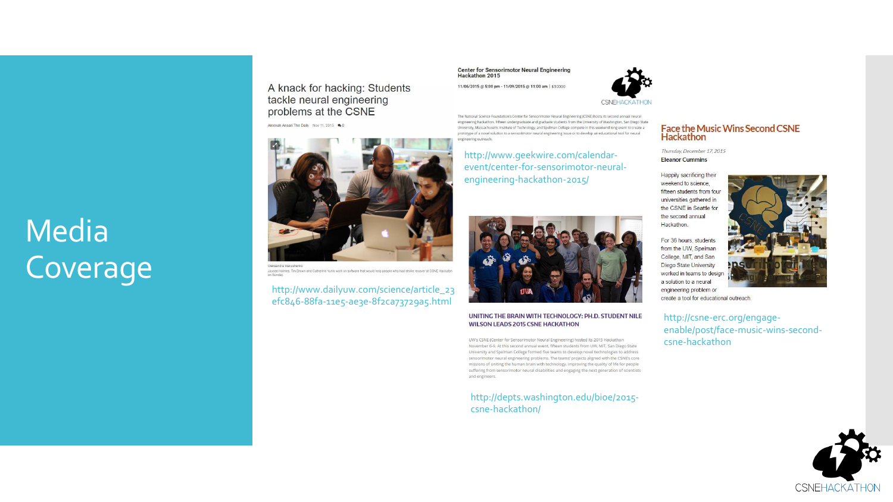# Media Coverage

## A knack for hacking: Students tackle neural engineering problems at the CSNE

Alenah Ansari The Daily Nov 11, 2015 0

Oleksandra Maksahenko
Jaycee Holmes, Tim Brown and Catherine Yunis work on software that would help people who had stroke recover at CSNE Hackathon on Sunday.

http://www.dailyuw.com/science/article_23efc846-88fa-11e5-ae3e-8f2ca73729a5.html

## Center for Sensorimotor Neural Engineering Hackathon 2015

11/06/2015 @ 5:00 pm - 11/09/2015 @ 11:00 am | $10000

The National Science Foundation's Center for Sensorimotor Neural Engineering (CSNE) hosts its second annual neural engineering hackathon. Fifteen undergraduate and graduate students from the University of Washington, San Diego State University, Massachusetts Institute of Technology, and Spelman College compete in this weekend long event to create a prototype of a novel solution to a sensorimotor neural engineering issue or to develop an educational tool for neural engineering outreach.

http://www.geekwire.com/calendar-event/center-for-sensorimotor-neural-engineering-hackathon-2015/

## UNITING THE BRAIN WITH TECHNOLOGY: PH.D. STUDENT NILE WILSON LEADS 2015 CSNE HACKATHON

UW's CSNE (Center for Sensorimotor Neural Engineering) hosted its 2015 Hackathon November 6-9. At this second annual event, fifteen students from UW, MIT, San Diego State University and Spelman College formed five teams to develop novel technologies to address sensorimotor neural engineering problems. The teams' projects aligned with the CSNE's core missions of uniting the human brain with technology, improving the quality of life for people suffering from sensorimotor neural disabilities and engaging the next generation of scientists and engineers.

http://depts.washington.edu/bioe/2015-csne-hackathon/

## Face the Music Wins Second CSNE Hackathon

*Thursday, December 17, 2015*

Eleanor Cummins

Happily sacrificing their weekend to science, fifteen students from four universities gathered in the CSNE in Seattle for the second annual Hackathon.

For 36 hours, students from the UW, Spelman College, MIT, and San Diego State University worked in teams to design a solution to a neural engineering problem or create a tool for educational outreach.

http://csne-erc.org/engage-enable/post/face-music-wins-second-csne-hackathon

CSNEHACKATHON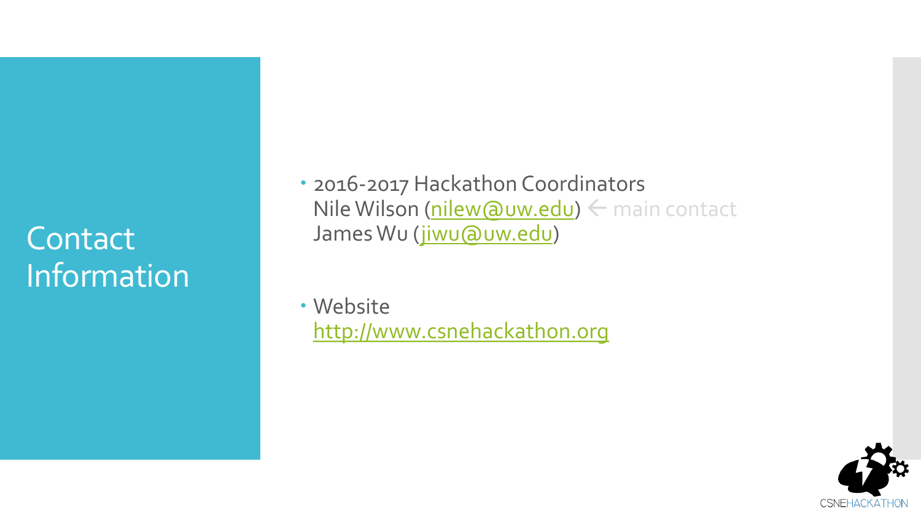# Contact Information

- 2016-2017 Hackathon Coordinators
  Nile Wilson (nilew@uw.edu) ← main contact
  James Wu (jiwu@uw.edu)

- Website
  http://www.csnehackathon.org

CSNEHACKATHON